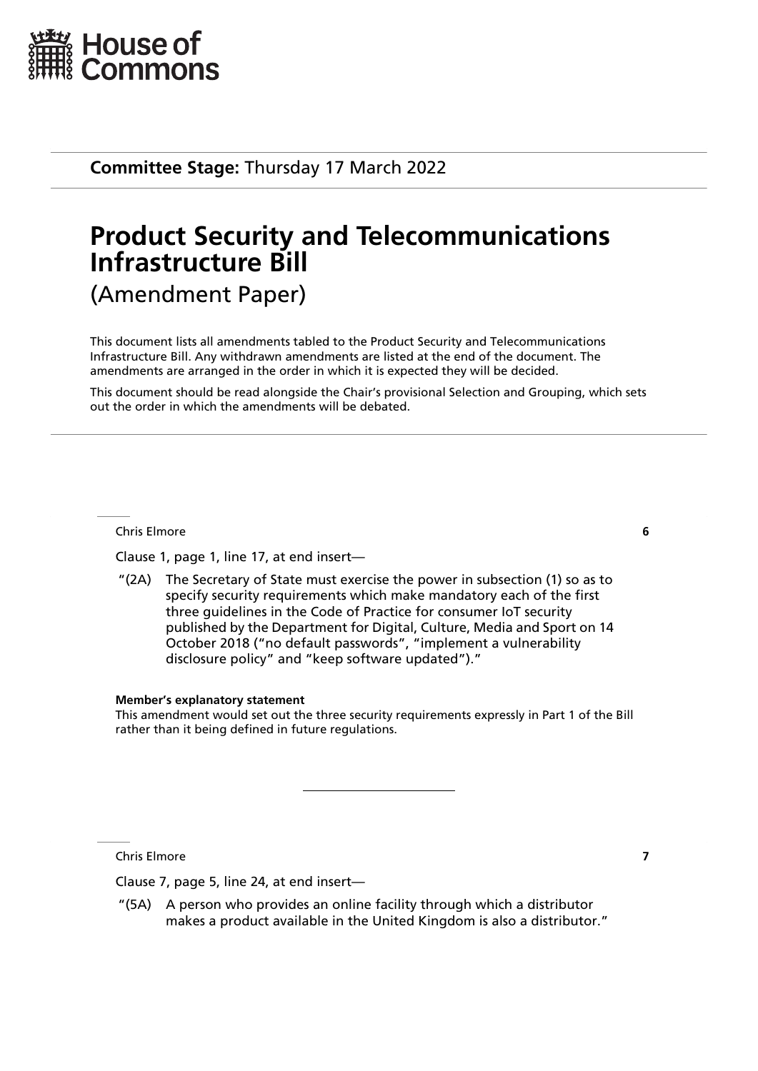House of Commons

**Committee Stage:** Thursday 17 March 2022

# Product Security and Telecommunications Infrastructure Bill

(Amendment Paper)

This document lists all amendments tabled to the Product Security and Telecommunications Infrastructure Bill. Any withdrawn amendments are listed at the end of the document. The amendments are arranged in the order in which it is expected they will be decided.

This document should be read alongside the Chair's provisional Selection and Grouping, which sets out the order in which the amendments will be debated.

---

Chris Elmore **6**

Clause 1, page 1, line 17, at end insert—

"(2A) The Secretary of State must exercise the power in subsection (1) so as to specify security requirements which make mandatory each of the first three guidelines in the Code of Practice for consumer IoT security published by the Department for Digital, Culture, Media and Sport on 14 October 2018 ("no default passwords", "implement a vulnerability disclosure policy" and "keep software updated")."

**Member's explanatory statement**

This amendment would set out the three security requirements expressly in Part 1 of the Bill rather than it being defined in future regulations.

---

Chris Elmore **7**

Clause 7, page 5, line 24, at end insert—

"(5A) A person who provides an online facility through which a distributor makes a product available in the United Kingdom is also a distributor."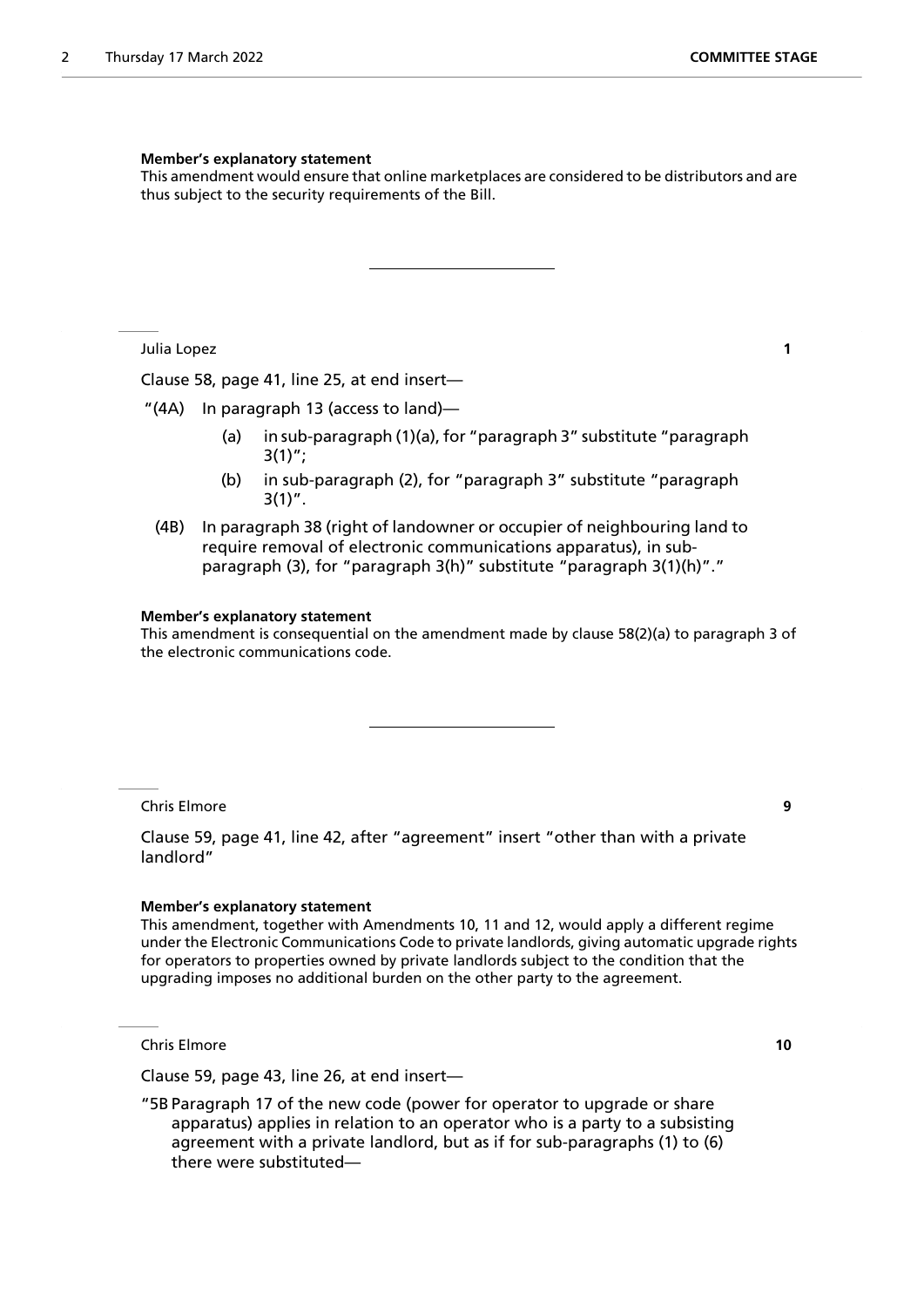**Member's explanatory statement**

This amendment would ensure that online marketplaces are considered to be distributors and are thus subject to the security requirements of the Bill.

---

Julia Lopez **1**

Clause 58, page 41, line 25, at end insert—

"(4A) In paragraph 13 (access to land)—

(a) in sub-paragraph (1)(a), for "paragraph 3" substitute "paragraph 3(1)";

(b) in sub-paragraph (2), for "paragraph 3" substitute "paragraph 3(1)".

(4B) In paragraph 38 (right of landowner or occupier of neighbouring land to require removal of electronic communications apparatus), in sub-paragraph (3), for "paragraph 3(h)" substitute "paragraph 3(1)(h)"."

**Member's explanatory statement**

This amendment is consequential on the amendment made by clause 58(2)(a) to paragraph 3 of the electronic communications code.

---

Chris Elmore **9**

Clause 59, page 41, line 42, after "agreement" insert "other than with a private landlord"

**Member's explanatory statement**

This amendment, together with Amendments 10, 11 and 12, would apply a different regime under the Electronic Communications Code to private landlords, giving automatic upgrade rights for operators to properties owned by private landlords subject to the condition that the upgrading imposes no additional burden on the other party to the agreement.

Chris Elmore **10**

Clause 59, page 43, line 26, at end insert—

"5B Paragraph 17 of the new code (power for operator to upgrade or share apparatus) applies in relation to an operator who is a party to a subsisting agreement with a private landlord, but as if for sub-paragraphs (1) to (6) there were substituted—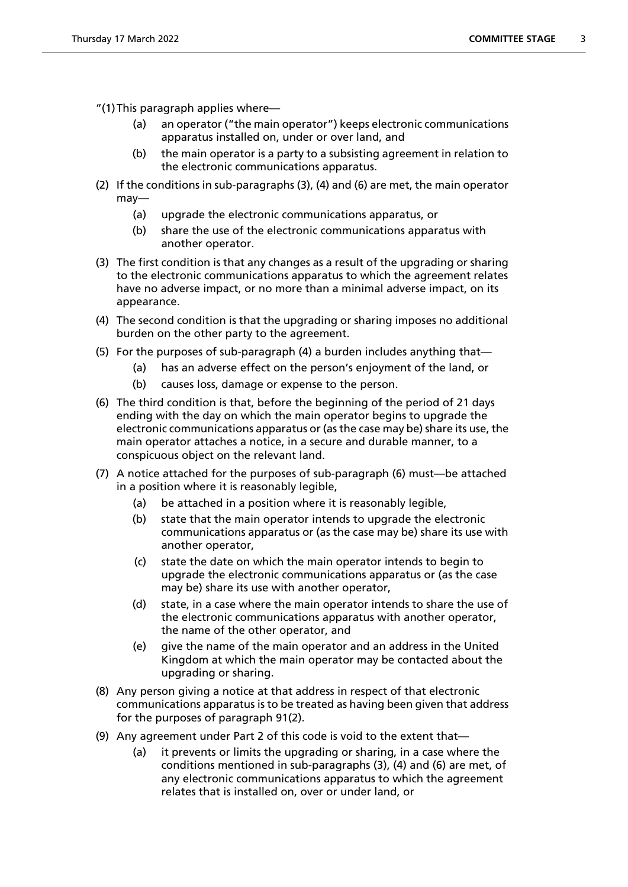"(1) This paragraph applies where—

(a) an operator ("the main operator") keeps electronic communications apparatus installed on, under or over land, and

(b) the main operator is a party to a subsisting agreement in relation to the electronic communications apparatus.

(2) If the conditions in sub-paragraphs (3), (4) and (6) are met, the main operator may—

(a) upgrade the electronic communications apparatus, or

(b) share the use of the electronic communications apparatus with another operator.

(3) The first condition is that any changes as a result of the upgrading or sharing to the electronic communications apparatus to which the agreement relates have no adverse impact, or no more than a minimal adverse impact, on its appearance.

(4) The second condition is that the upgrading or sharing imposes no additional burden on the other party to the agreement.

(5) For the purposes of sub-paragraph (4) a burden includes anything that—

(a) has an adverse effect on the person's enjoyment of the land, or

(b) causes loss, damage or expense to the person.

(6) The third condition is that, before the beginning of the period of 21 days ending with the day on which the main operator begins to upgrade the electronic communications apparatus or (as the case may be) share its use, the main operator attaches a notice, in a secure and durable manner, to a conspicuous object on the relevant land.

(7) A notice attached for the purposes of sub-paragraph (6) must—be attached in a position where it is reasonably legible,

(a) be attached in a position where it is reasonably legible,

(b) state that the main operator intends to upgrade the electronic communications apparatus or (as the case may be) share its use with another operator,

(c) state the date on which the main operator intends to begin to upgrade the electronic communications apparatus or (as the case may be) share its use with another operator,

(d) state, in a case where the main operator intends to share the use of the electronic communications apparatus with another operator, the name of the other operator, and

(e) give the name of the main operator and an address in the United Kingdom at which the main operator may be contacted about the upgrading or sharing.

(8) Any person giving a notice at that address in respect of that electronic communications apparatus is to be treated as having been given that address for the purposes of paragraph 91(2).

(9) Any agreement under Part 2 of this code is void to the extent that—

(a) it prevents or limits the upgrading or sharing, in a case where the conditions mentioned in sub-paragraphs (3), (4) and (6) are met, of any electronic communications apparatus to which the agreement relates that is installed on, over or under land, or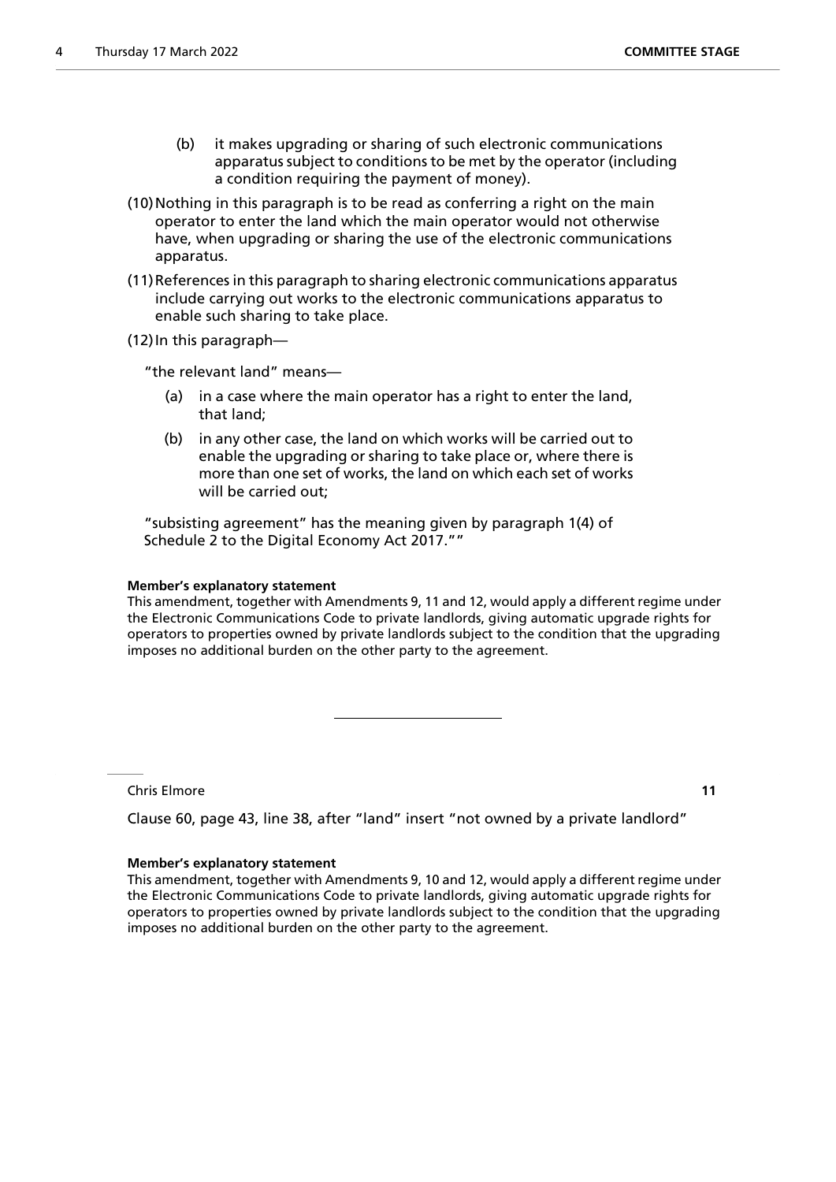(b) it makes upgrading or sharing of such electronic communications apparatus subject to conditions to be met by the operator (including a condition requiring the payment of money).

(10) Nothing in this paragraph is to be read as conferring a right on the main operator to enter the land which the main operator would not otherwise have, when upgrading or sharing the use of the electronic communications apparatus.

(11) References in this paragraph to sharing electronic communications apparatus include carrying out works to the electronic communications apparatus to enable such sharing to take place.

(12) In this paragraph—

"the relevant land" means—

(a) in a case where the main operator has a right to enter the land, that land;

(b) in any other case, the land on which works will be carried out to enable the upgrading or sharing to take place or, where there is more than one set of works, the land on which each set of works will be carried out;

"subsisting agreement" has the meaning given by paragraph 1(4) of Schedule 2 to the Digital Economy Act 2017.""

**Member's explanatory statement**

This amendment, together with Amendments 9, 11 and 12, would apply a different regime under the Electronic Communications Code to private landlords, giving automatic upgrade rights for operators to properties owned by private landlords subject to the condition that the upgrading imposes no additional burden on the other party to the agreement.

---

Chris Elmore **11**

Clause 60, page 43, line 38, after "land" insert "not owned by a private landlord"

**Member's explanatory statement**

This amendment, together with Amendments 9, 10 and 12, would apply a different regime under the Electronic Communications Code to private landlords, giving automatic upgrade rights for operators to properties owned by private landlords subject to the condition that the upgrading imposes no additional burden on the other party to the agreement.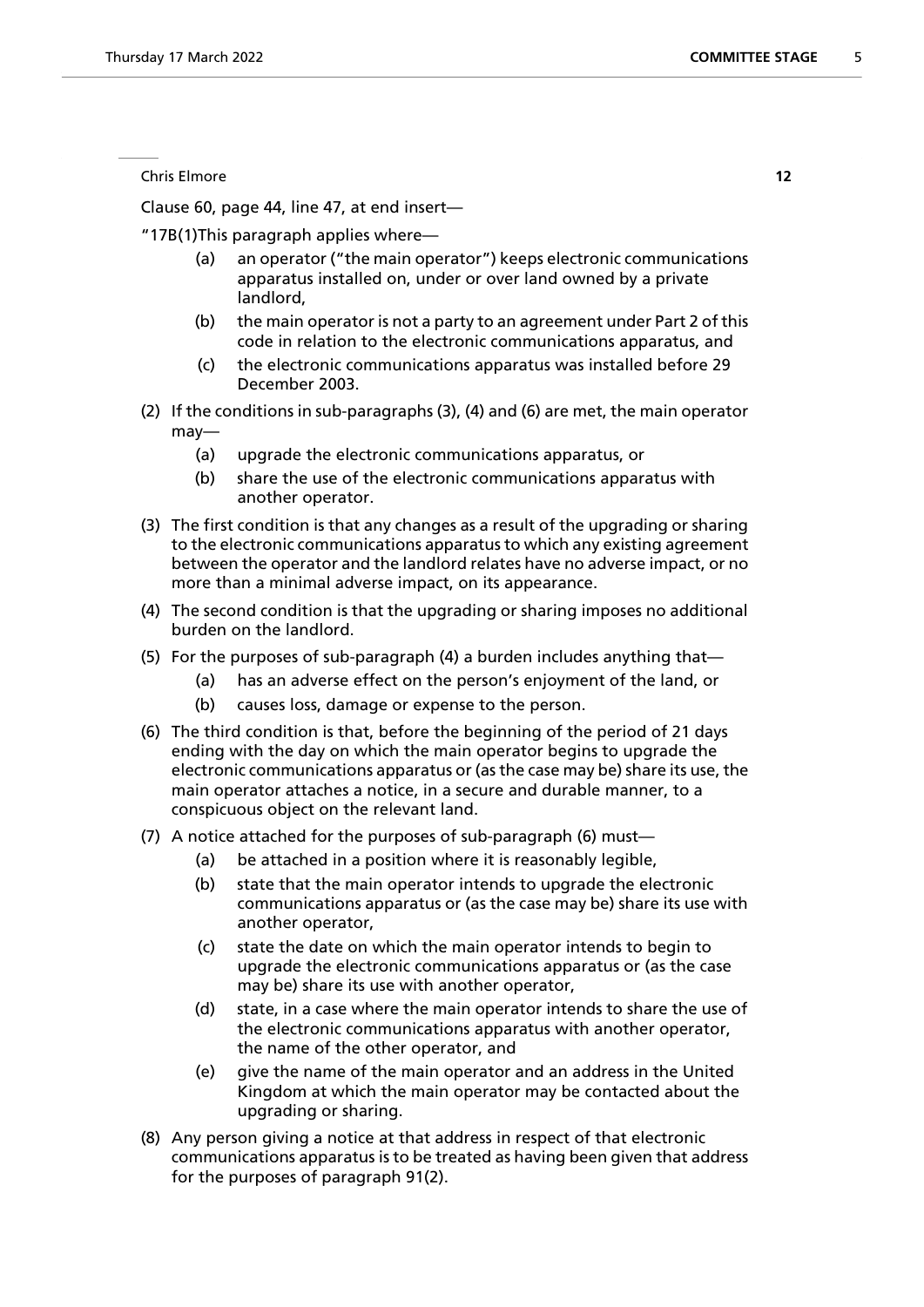Chris Elmore **12**

Clause 60, page 44, line 47, at end insert—

"17B(1)This paragraph applies where—

(a) an operator ("the main operator") keeps electronic communications apparatus installed on, under or over land owned by a private landlord,

(b) the main operator is not a party to an agreement under Part 2 of this code in relation to the electronic communications apparatus, and

(c) the electronic communications apparatus was installed before 29 December 2003.

(2) If the conditions in sub-paragraphs (3), (4) and (6) are met, the main operator may—

(a) upgrade the electronic communications apparatus, or

(b) share the use of the electronic communications apparatus with another operator.

(3) The first condition is that any changes as a result of the upgrading or sharing to the electronic communications apparatus to which any existing agreement between the operator and the landlord relates have no adverse impact, or no more than a minimal adverse impact, on its appearance.

(4) The second condition is that the upgrading or sharing imposes no additional burden on the landlord.

(5) For the purposes of sub-paragraph (4) a burden includes anything that—

(a) has an adverse effect on the person's enjoyment of the land, or

(b) causes loss, damage or expense to the person.

(6) The third condition is that, before the beginning of the period of 21 days ending with the day on which the main operator begins to upgrade the electronic communications apparatus or (as the case may be) share its use, the main operator attaches a notice, in a secure and durable manner, to a conspicuous object on the relevant land.

(7) A notice attached for the purposes of sub-paragraph (6) must—

(a) be attached in a position where it is reasonably legible,

(b) state that the main operator intends to upgrade the electronic communications apparatus or (as the case may be) share its use with another operator,

(c) state the date on which the main operator intends to begin to upgrade the electronic communications apparatus or (as the case may be) share its use with another operator,

(d) state, in a case where the main operator intends to share the use of the electronic communications apparatus with another operator, the name of the other operator, and

(e) give the name of the main operator and an address in the United Kingdom at which the main operator may be contacted about the upgrading or sharing.

(8) Any person giving a notice at that address in respect of that electronic communications apparatus is to be treated as having been given that address for the purposes of paragraph 91(2).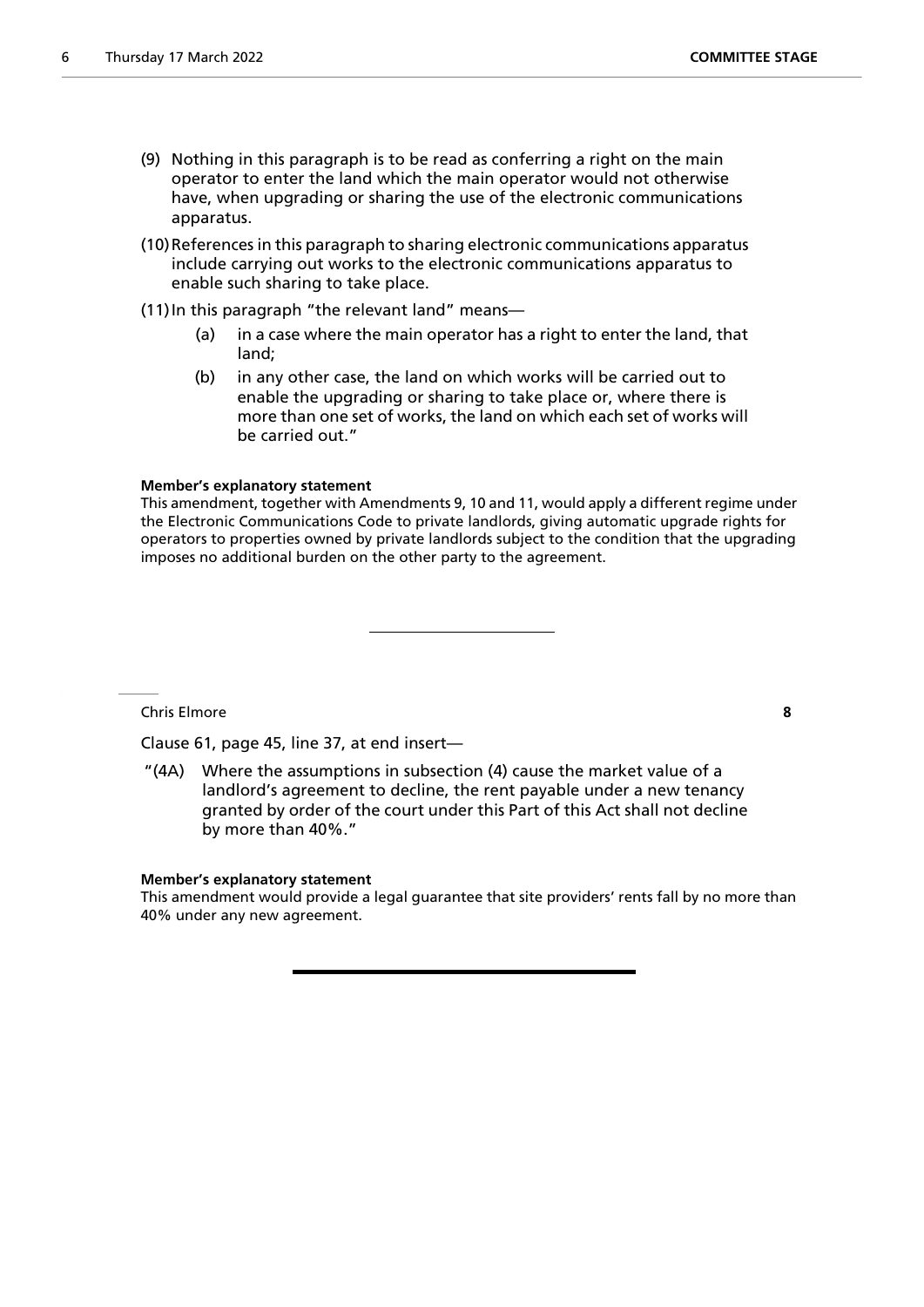(9) Nothing in this paragraph is to be read as conferring a right on the main operator to enter the land which the main operator would not otherwise have, when upgrading or sharing the use of the electronic communications apparatus.

(10) References in this paragraph to sharing electronic communications apparatus include carrying out works to the electronic communications apparatus to enable such sharing to take place.

(11) In this paragraph "the relevant land" means—

(a) in a case where the main operator has a right to enter the land, that land;

(b) in any other case, the land on which works will be carried out to enable the upgrading or sharing to take place or, where there is more than one set of works, the land on which each set of works will be carried out."

**Member's explanatory statement**

This amendment, together with Amendments 9, 10 and 11, would apply a different regime under the Electronic Communications Code to private landlords, giving automatic upgrade rights for operators to properties owned by private landlords subject to the condition that the upgrading imposes no additional burden on the other party to the agreement.

---

Chris Elmore **8**

Clause 61, page 45, line 37, at end insert—

"(4A) Where the assumptions in subsection (4) cause the market value of a landlord's agreement to decline, the rent payable under a new tenancy granted by order of the court under this Part of this Act shall not decline by more than 40%."

**Member's explanatory statement**

This amendment would provide a legal guarantee that site providers' rents fall by no more than 40% under any new agreement.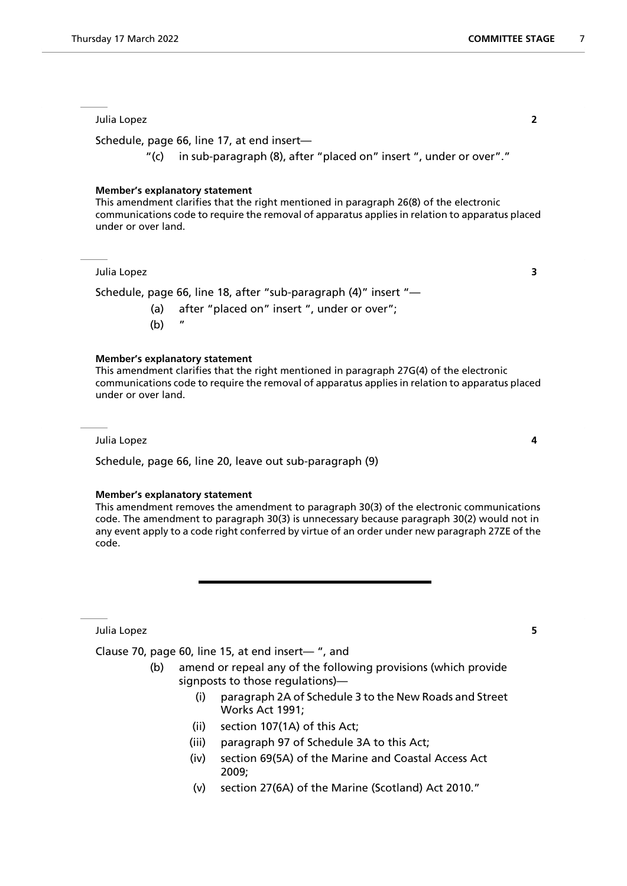---

Julia Lopez **2**

Schedule, page 66, line 17, at end insert—

"(c) in sub-paragraph (8), after "placed on" insert ", under or over"."

**Member's explanatory statement**

This amendment clarifies that the right mentioned in paragraph 26(8) of the electronic communications code to require the removal of apparatus applies in relation to apparatus placed under or over land.

---

Julia Lopez **3**

Schedule, page 66, line 18, after "sub-paragraph (4)" insert "—

(a) after "placed on" insert ", under or over";

(b) "

**Member's explanatory statement**

This amendment clarifies that the right mentioned in paragraph 27G(4) of the electronic communications code to require the removal of apparatus applies in relation to apparatus placed under or over land.

---

Julia Lopez **4**

Schedule, page 66, line 20, leave out sub-paragraph (9)

**Member's explanatory statement**

This amendment removes the amendment to paragraph 30(3) of the electronic communications code. The amendment to paragraph 30(3) is unnecessary because paragraph 30(2) would not in any event apply to a code right conferred by virtue of an order under new paragraph 27ZE of the code.

---

Julia Lopez **5**

Clause 70, page 60, line 15, at end insert— ", and

(b) amend or repeal any of the following provisions (which provide signposts to those regulations)—

(i) paragraph 2A of Schedule 3 to the New Roads and Street Works Act 1991;

(ii) section 107(1A) of this Act;

(iii) paragraph 97 of Schedule 3A to this Act;

(iv) section 69(5A) of the Marine and Coastal Access Act 2009;

(v) section 27(6A) of the Marine (Scotland) Act 2010."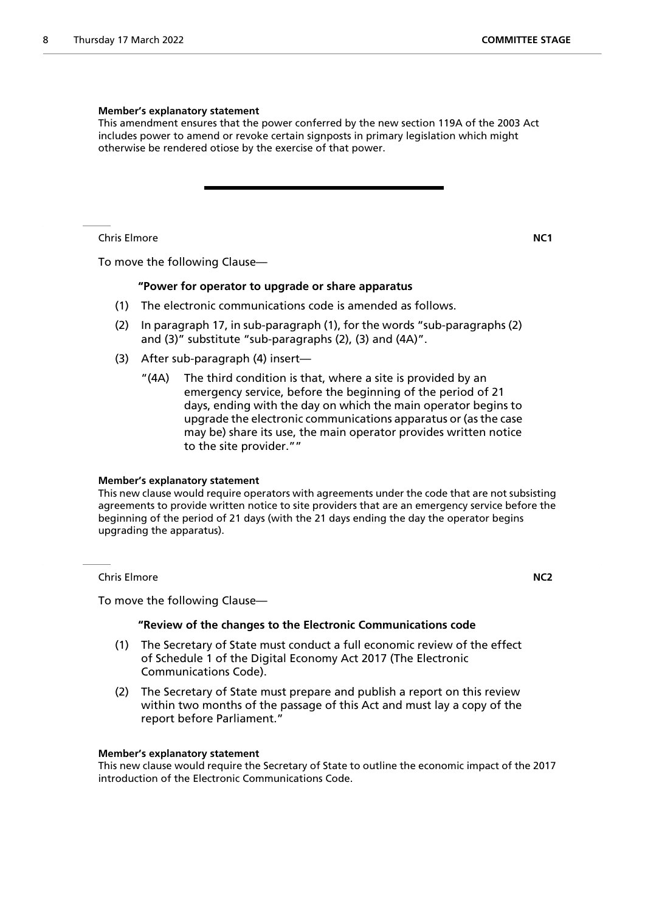**Member's explanatory statement**

This amendment ensures that the power conferred by the new section 119A of the 2003 Act includes power to amend or revoke certain signposts in primary legislation which might otherwise be rendered otiose by the exercise of that power.

---

Chris Elmore **NC1**

To move the following Clause—

**"Power for operator to upgrade or share apparatus**

(1) The electronic communications code is amended as follows.

(2) In paragraph 17, in sub-paragraph (1), for the words "sub-paragraphs (2) and (3)" substitute "sub-paragraphs (2), (3) and (4A)".

(3) After sub-paragraph (4) insert—

"(4A) The third condition is that, where a site is provided by an emergency service, before the beginning of the period of 21 days, ending with the day on which the main operator begins to upgrade the electronic communications apparatus or (as the case may be) share its use, the main operator provides written notice to the site provider.""

**Member's explanatory statement**

This new clause would require operators with agreements under the code that are not subsisting agreements to provide written notice to site providers that are an emergency service before the beginning of the period of 21 days (with the 21 days ending the day the operator begins upgrading the apparatus).

Chris Elmore **NC2**

To move the following Clause—

**"Review of the changes to the Electronic Communications code**

(1) The Secretary of State must conduct a full economic review of the effect of Schedule 1 of the Digital Economy Act 2017 (The Electronic Communications Code).

(2) The Secretary of State must prepare and publish a report on this review within two months of the passage of this Act and must lay a copy of the report before Parliament."

**Member's explanatory statement**

This new clause would require the Secretary of State to outline the economic impact of the 2017 introduction of the Electronic Communications Code.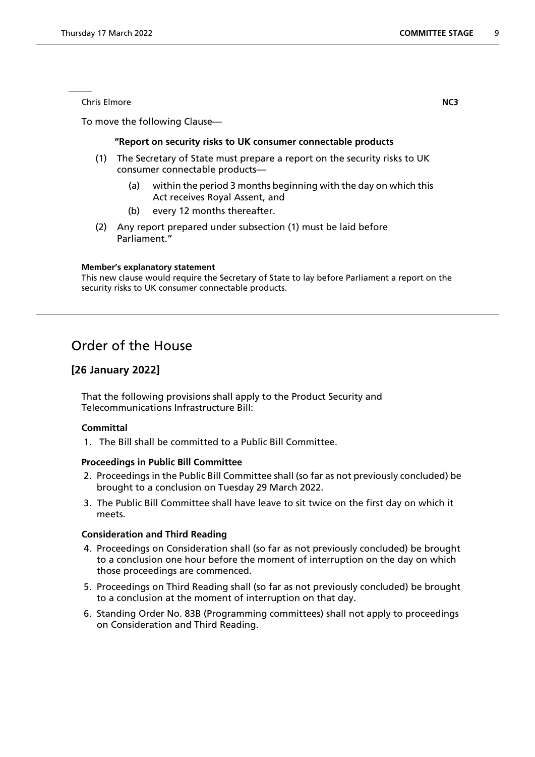Chris Elmore **NC3**

To move the following Clause—

**"Report on security risks to UK consumer connectable products**

(1) The Secretary of State must prepare a report on the security risks to UK consumer connectable products—

(a) within the period 3 months beginning with the day on which this Act receives Royal Assent, and

(b) every 12 months thereafter.

(2) Any report prepared under subsection (1) must be laid before Parliament."

**Member's explanatory statement**

This new clause would require the Secretary of State to lay before Parliament a report on the security risks to UK consumer connectable products.

# Order of the House

## [26 January 2022]

That the following provisions shall apply to the Product Security and Telecommunications Infrastructure Bill:

**Committal**

1. The Bill shall be committed to a Public Bill Committee.

**Proceedings in Public Bill Committee**

2. Proceedings in the Public Bill Committee shall (so far as not previously concluded) be brought to a conclusion on Tuesday 29 March 2022.
3. The Public Bill Committee shall have leave to sit twice on the first day on which it meets.

**Consideration and Third Reading**

4. Proceedings on Consideration shall (so far as not previously concluded) be brought to a conclusion one hour before the moment of interruption on the day on which those proceedings are commenced.
5. Proceedings on Third Reading shall (so far as not previously concluded) be brought to a conclusion at the moment of interruption on that day.
6. Standing Order No. 83B (Programming committees) shall not apply to proceedings on Consideration and Third Reading.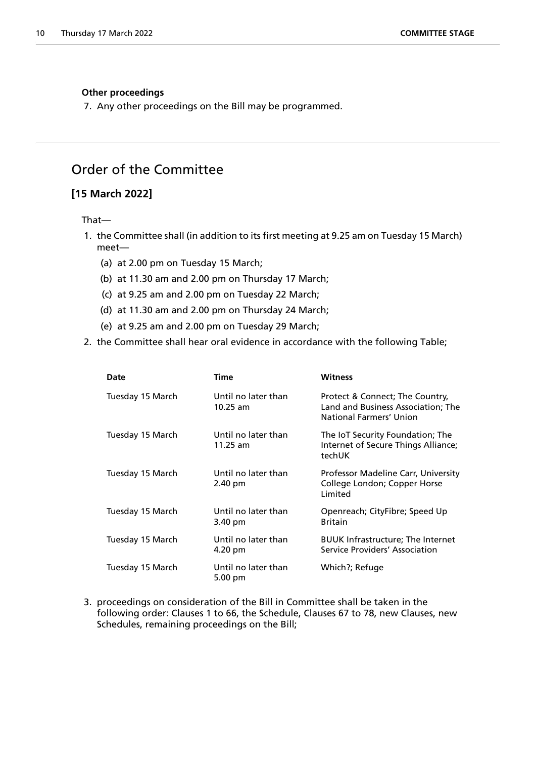**Other proceedings**

7. Any other proceedings on the Bill may be programmed.

## Order of the Committee

### [15 March 2022]

That—

1. the Committee shall (in addition to its first meeting at 9.25 am on Tuesday 15 March) meet—
   - (a) at 2.00 pm on Tuesday 15 March;
   - (b) at 11.30 am and 2.00 pm on Thursday 17 March;
   - (c) at 9.25 am and 2.00 pm on Tuesday 22 March;
   - (d) at 11.30 am and 2.00 pm on Thursday 24 March;
   - (e) at 9.25 am and 2.00 pm on Tuesday 29 March;
2. the Committee shall hear oral evidence in accordance with the following Table;

| Date | Time | Witness |
|---|---|---|
| Tuesday 15 March | Until no later than 10.25 am | Protect & Connect; The Country, Land and Business Association; The National Farmers' Union |
| Tuesday 15 March | Until no later than 11.25 am | The IoT Security Foundation; The Internet of Secure Things Alliance; techUK |
| Tuesday 15 March | Until no later than 2.40 pm | Professor Madeline Carr, University College London; Copper Horse Limited |
| Tuesday 15 March | Until no later than 3.40 pm | Openreach; CityFibre; Speed Up Britain |
| Tuesday 15 March | Until no later than 4.20 pm | BUUK Infrastructure; The Internet Service Providers' Association |
| Tuesday 15 March | Until no later than 5.00 pm | Which?; Refuge |

3. proceedings on consideration of the Bill in Committee shall be taken in the following order: Clauses 1 to 66, the Schedule, Clauses 67 to 78, new Clauses, new Schedules, remaining proceedings on the Bill;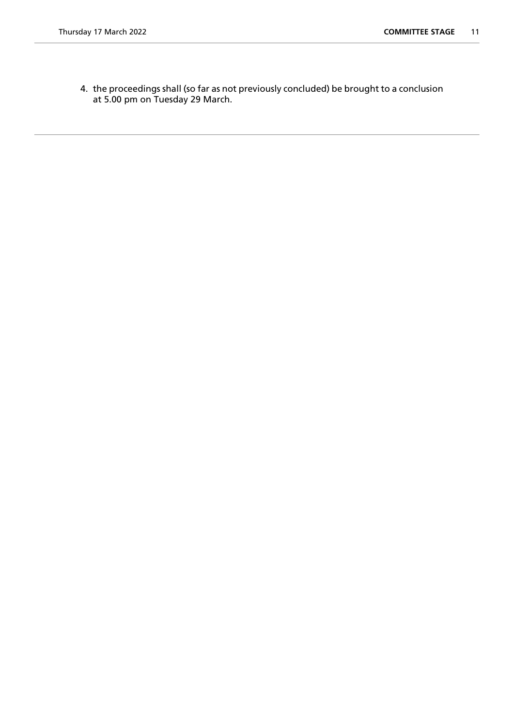4. the proceedings shall (so far as not previously concluded) be brought to a conclusion at 5.00 pm on Tuesday 29 March.